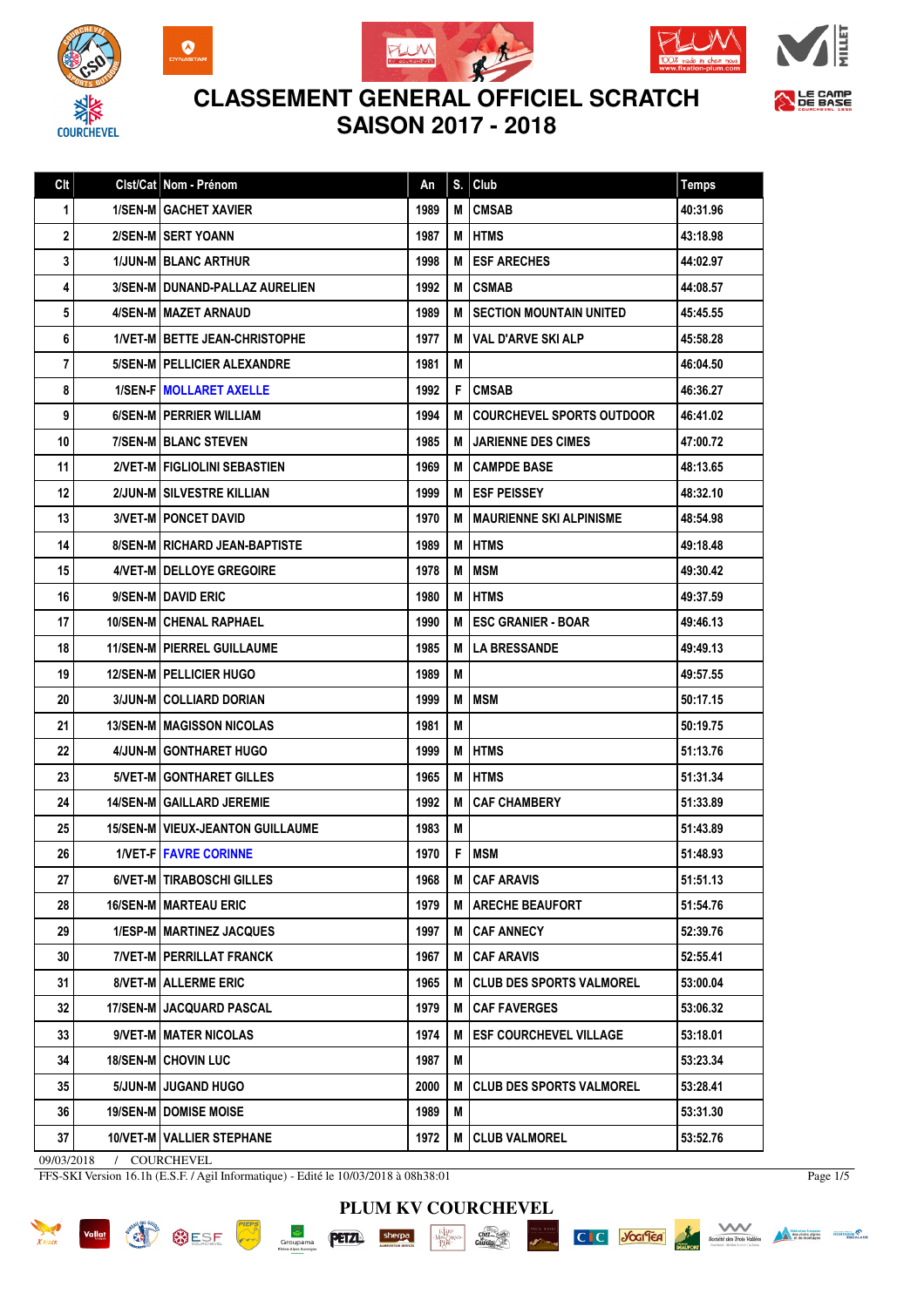# CLASSEMENT GENERAL OFFICIEL SCRATCH
# SAISON 2017 - 2018

| Clt | Clst/Cat | Nom - Prénom | An | S. | Club | Temps |
|---|---|---|---|---|---|---|
| 1 | 1/SEN-M | GACHET XAVIER | 1989 | M | CMSAB | 40:31.96 |
| 2 | 2/SEN-M | SERT YOANN | 1987 | M | HTMS | 43:18.98 |
| 3 | 1/JUN-M | BLANC ARTHUR | 1998 | M | ESF ARECHES | 44:02.97 |
| 4 | 3/SEN-M | DUNAND-PALLAZ AURELIEN | 1992 | M | CSMAB | 44:08.57 |
| 5 | 4/SEN-M | MAZET ARNAUD | 1989 | M | SECTION MOUNTAIN UNITED | 45:45.55 |
| 6 | 1/VET-M | BETTE JEAN-CHRISTOPHE | 1977 | M | VAL D'ARVE SKI ALP | 45:58.28 |
| 7 | 5/SEN-M | PELLICIER ALEXANDRE | 1981 | M | | 46:04.50 |
| 8 | 1/SEN-F | MOLLARET AXELLE | 1992 | F | CMSAB | 46:36.27 |
| 9 | 6/SEN-M | PERRIER WILLIAM | 1994 | M | COURCHEVEL SPORTS OUTDOOR | 46:41.02 |
| 10 | 7/SEN-M | BLANC STEVEN | 1985 | M | JARIENNE DES CIMES | 47:00.72 |
| 11 | 2/VET-M | FIGLIOLINI SEBASTIEN | 1969 | M | CAMPDE BASE | 48:13.65 |
| 12 | 2/JUN-M | SILVESTRE KILLIAN | 1999 | M | ESF PEISSEY | 48:32.10 |
| 13 | 3/VET-M | PONCET DAVID | 1970 | M | MAURIENNE SKI ALPINISME | 48:54.98 |
| 14 | 8/SEN-M | RICHARD JEAN-BAPTISTE | 1989 | M | HTMS | 49:18.48 |
| 15 | 4/VET-M | DELLOYE GREGOIRE | 1978 | M | MSM | 49:30.42 |
| 16 | 9/SEN-M | DAVID ERIC | 1980 | M | HTMS | 49:37.59 |
| 17 | 10/SEN-M | CHENAL RAPHAEL | 1990 | M | ESC GRANIER - BOAR | 49:46.13 |
| 18 | 11/SEN-M | PIERREL GUILLAUME | 1985 | M | LA BRESSANDE | 49:49.13 |
| 19 | 12/SEN-M | PELLICIER HUGO | 1989 | M | | 49:57.55 |
| 20 | 3/JUN-M | COLLIARD DORIAN | 1999 | M | MSM | 50:17.15 |
| 21 | 13/SEN-M | MAGISSON NICOLAS | 1981 | M | | 50:19.75 |
| 22 | 4/JUN-M | GONTHARET HUGO | 1999 | M | HTMS | 51:13.76 |
| 23 | 5/VET-M | GONTHARET GILLES | 1965 | M | HTMS | 51:31.34 |
| 24 | 14/SEN-M | GAILLARD JEREMIE | 1992 | M | CAF CHAMBERY | 51:33.89 |
| 25 | 15/SEN-M | VIEUX-JEANTON GUILLAUME | 1983 | M | | 51:43.89 |
| 26 | 1/VET-F | FAVRE CORINNE | 1970 | F | MSM | 51:48.93 |
| 27 | 6/VET-M | TIRABOSCHI GILLES | 1968 | M | CAF ARAVIS | 51:51.13 |
| 28 | 16/SEN-M | MARTEAU ERIC | 1979 | M | ARECHE BEAUFORT | 51:54.76 |
| 29 | 1/ESP-M | MARTINEZ JACQUES | 1997 | M | CAF ANNECY | 52:39.76 |
| 30 | 7/VET-M | PERRILLAT FRANCK | 1967 | M | CAF ARAVIS | 52:55.41 |
| 31 | 8/VET-M | ALLERME ERIC | 1965 | M | CLUB DES SPORTS VALMOREL | 53:00.04 |
| 32 | 17/SEN-M | JACQUARD PASCAL | 1979 | M | CAF FAVERGES | 53:06.32 |
| 33 | 9/VET-M | MATER NICOLAS | 1974 | M | ESF COURCHEVEL VILLAGE | 53:18.01 |
| 34 | 18/SEN-M | CHOVIN LUC | 1987 | M | | 53:23.34 |
| 35 | 5/JUN-M | JUGAND HUGO | 2000 | M | CLUB DES SPORTS VALMOREL | 53:28.41 |
| 36 | 19/SEN-M | DOMISE MOISE | 1989 | M | | 53:31.30 |
| 37 | 10/VET-M | VALLIER STEPHANE | 1972 | M | CLUB VALMOREL | 53:52.76 |

09/03/2018 / COURCHEVEL

FFS-SKI Version 16.1h (E.S.F. / Agil Informatique) - Edité le 10/03/2018 à 08h38:01

PLUM KV COURCHEVEL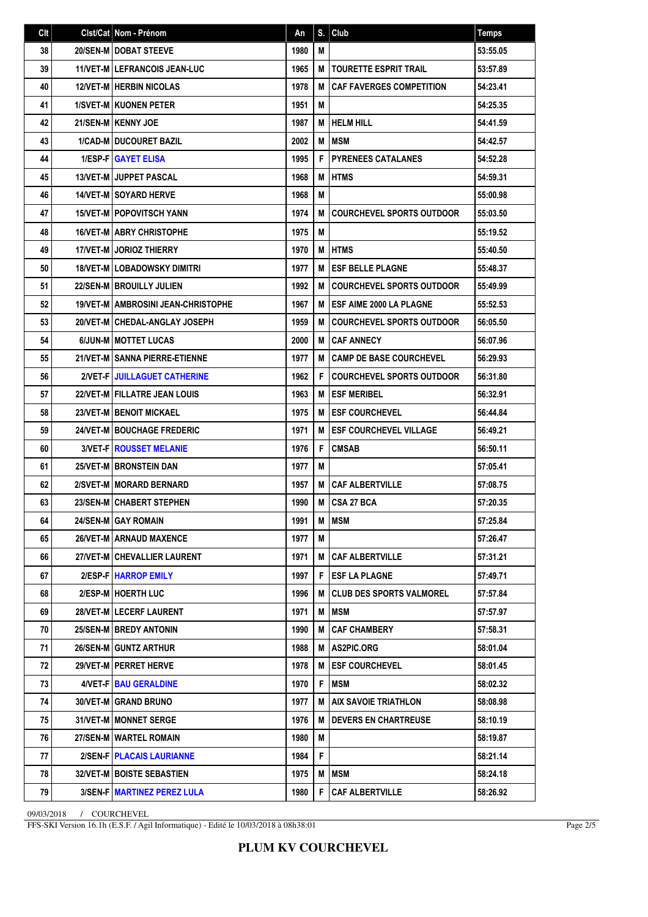| Clt | Clst/Cat | Nom - Prénom | An | S. | Club | Temps |
|---|---|---|---|---|---|---|
| 38 | 20/SEN-M | DOBAT STEEVE | 1980 | M | | 53:55.05 |
| 39 | 11/VET-M | LEFRANCOIS JEAN-LUC | 1965 | M | TOURETTE ESPRIT TRAIL | 53:57.89 |
| 40 | 12/VET-M | HERBIN NICOLAS | 1978 | M | CAF FAVERGES COMPETITION | 54:23.41 |
| 41 | 1/SVET-M | KUONEN PETER | 1951 | M | | 54:25.35 |
| 42 | 21/SEN-M | KENNY JOE | 1987 | M | HELM HILL | 54:41.59 |
| 43 | 1/CAD-M | DUCOURET BAZIL | 2002 | M | MSM | 54:42.57 |
| 44 | 1/ESP-F | GAYET ELISA | 1995 | F | PYRENEES CATALANES | 54:52.28 |
| 45 | 13/VET-M | JUPPET PASCAL | 1968 | M | HTMS | 54:59.31 |
| 46 | 14/VET-M | SOYARD HERVE | 1968 | M | | 55:00.98 |
| 47 | 15/VET-M | POPOVITSCH YANN | 1974 | M | COURCHEVEL SPORTS OUTDOOR | 55:03.50 |
| 48 | 16/VET-M | ABRY CHRISTOPHE | 1975 | M | | 55:19.52 |
| 49 | 17/VET-M | JORIOZ THIERRY | 1970 | M | HTMS | 55:40.50 |
| 50 | 18/VET-M | LOBADOWSKY DIMITRI | 1977 | M | ESF BELLE PLAGNE | 55:48.37 |
| 51 | 22/SEN-M | BROUILLY JULIEN | 1992 | M | COURCHEVEL SPORTS OUTDOOR | 55:49.99 |
| 52 | 19/VET-M | AMBROSINI JEAN-CHRISTOPHE | 1967 | M | ESF AIME 2000 LA PLAGNE | 55:52.53 |
| 53 | 20/VET-M | CHEDAL-ANGLAY JOSEPH | 1959 | M | COURCHEVEL SPORTS OUTDOOR | 56:05.50 |
| 54 | 6/JUN-M | MOTTET LUCAS | 2000 | M | CAF ANNECY | 56:07.96 |
| 55 | 21/VET-M | SANNA PIERRE-ETIENNE | 1977 | M | CAMP DE BASE COURCHEVEL | 56:29.93 |
| 56 | 2/VET-F | JUILLAGUET CATHERINE | 1962 | F | COURCHEVEL SPORTS OUTDOOR | 56:31.80 |
| 57 | 22/VET-M | FILLATRE JEAN LOUIS | 1963 | M | ESF MERIBEL | 56:32.91 |
| 58 | 23/VET-M | BENOIT MICKAEL | 1975 | M | ESF COURCHEVEL | 56:44.84 |
| 59 | 24/VET-M | BOUCHAGE FREDERIC | 1971 | M | ESF COURCHEVEL VILLAGE | 56:49.21 |
| 60 | 3/VET-F | ROUSSET MELANIE | 1976 | F | CMSAB | 56:50.11 |
| 61 | 25/VET-M | BRONSTEIN DAN | 1977 | M | | 57:05.41 |
| 62 | 2/SVET-M | MORARD BERNARD | 1957 | M | CAF ALBERTVILLE | 57:08.75 |
| 63 | 23/SEN-M | CHABERT STEPHEN | 1990 | M | CSA 27 BCA | 57:20.35 |
| 64 | 24/SEN-M | GAY ROMAIN | 1991 | M | MSM | 57:25.84 |
| 65 | 26/VET-M | ARNAUD MAXENCE | 1977 | M | | 57:26.47 |
| 66 | 27/VET-M | CHEVALLIER LAURENT | 1971 | M | CAF ALBERTVILLE | 57:31.21 |
| 67 | 2/ESP-F | HARROP EMILY | 1997 | F | ESF LA PLAGNE | 57:49.71 |
| 68 | 2/ESP-M | HOERTH LUC | 1996 | M | CLUB DES SPORTS VALMOREL | 57:57.84 |
| 69 | 28/VET-M | LECERF LAURENT | 1971 | M | MSM | 57:57.97 |
| 70 | 25/SEN-M | BREDY ANTONIN | 1990 | M | CAF CHAMBERY | 57:58.31 |
| 71 | 26/SEN-M | GUNTZ ARTHUR | 1988 | M | AS2PIC.ORG | 58:01.04 |
| 72 | 29/VET-M | PERRET HERVE | 1978 | M | ESF COURCHEVEL | 58:01.45 |
| 73 | 4/VET-F | BAU GERALDINE | 1970 | F | MSM | 58:02.32 |
| 74 | 30/VET-M | GRAND BRUNO | 1977 | M | AIX SAVOIE TRIATHLON | 58:08.98 |
| 75 | 31/VET-M | MONNET SERGE | 1976 | M | DEVERS EN CHARTREUSE | 58:10.19 |
| 76 | 27/SEN-M | WARTEL ROMAIN | 1980 | M | | 58:19.87 |
| 77 | 2/SEN-F | PLACAIS LAURIANNE | 1984 | F | | 58:21.14 |
| 78 | 32/VET-M | BOISTE SEBASTIEN | 1975 | M | MSM | 58:24.18 |
| 79 | 3/SEN-F | MARTINEZ PEREZ LULA | 1980 | F | CAF ALBERTVILLE | 58:26.92 |

09/03/2018 / COURCHEVEL

FFS-SKI Version 16.1h (E.S.F. / Agil Informatique) - Edité le 10/03/2018 à 08h38:01

**PLUM KV COURCHEVEL**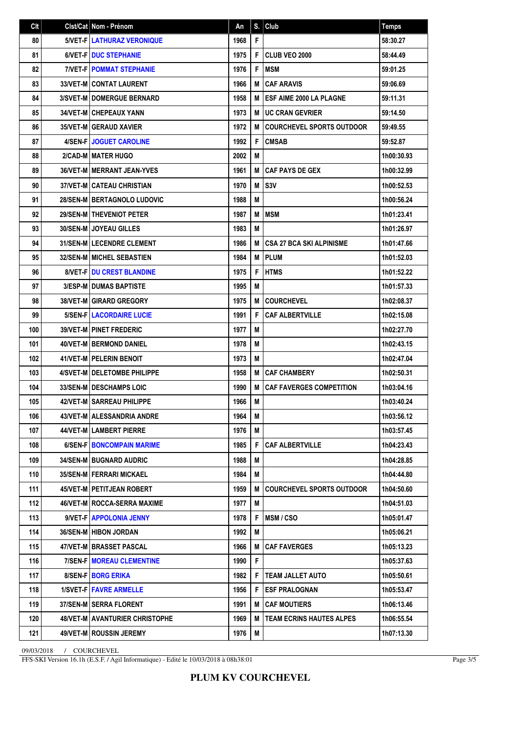| Clt | Clst/Cat | Nom - Prénom | An | S. | Club | Temps |
|---|---|---|---|---|---|---|
| 80 | 5/VET-F | LATHURAZ VERONIQUE | 1968 | F | | 58:30.27 |
| 81 | 6/VET-F | DUC STEPHANIE | 1975 | F | CLUB VEO 2000 | 58:44.49 |
| 82 | 7/VET-F | POMMAT STEPHANIE | 1976 | F | MSM | 59:01.25 |
| 83 | 33/VET-M | CONTAT LAURENT | 1966 | M | CAF ARAVIS | 59:06.69 |
| 84 | 3/SVET-M | DOMERGUE BERNARD | 1958 | M | ESF AIME 2000 LA PLAGNE | 59:11.31 |
| 85 | 34/VET-M | CHEPEAUX YANN | 1973 | M | UC CRAN GEVRIER | 59:14.50 |
| 86 | 35/VET-M | GERAUD XAVIER | 1972 | M | COURCHEVEL SPORTS OUTDOOR | 59:49.55 |
| 87 | 4/SEN-F | JOGUET CAROLINE | 1992 | F | CMSAB | 59:52.87 |
| 88 | 2/CAD-M | MATER HUGO | 2002 | M | | 1h00:30.93 |
| 89 | 36/VET-M | MERRANT JEAN-YVES | 1961 | M | CAF PAYS DE GEX | 1h00:32.99 |
| 90 | 37/VET-M | CATEAU CHRISTIAN | 1970 | M | S3V | 1h00:52.53 |
| 91 | 28/SEN-M | BERTAGNOLO LUDOVIC | 1988 | M | | 1h00:56.24 |
| 92 | 29/SEN-M | THEVENIOT PETER | 1987 | M | MSM | 1h01:23.41 |
| 93 | 30/SEN-M | JOYEAU GILLES | 1983 | M | | 1h01:26.97 |
| 94 | 31/SEN-M | LECENDRE CLEMENT | 1986 | M | CSA 27 BCA SKI ALPINISME | 1h01:47.66 |
| 95 | 32/SEN-M | MICHEL SEBASTIEN | 1984 | M | PLUM | 1h01:52.03 |
| 96 | 8/VET-F | DU CREST BLANDINE | 1975 | F | HTMS | 1h01:52.22 |
| 97 | 3/ESP-M | DUMAS BAPTISTE | 1995 | M | | 1h01:57.33 |
| 98 | 38/VET-M | GIRARD GREGORY | 1975 | M | COURCHEVEL | 1h02:08.37 |
| 99 | 5/SEN-F | LACORDAIRE LUCIE | 1991 | F | CAF ALBERTVILLE | 1h02:15.08 |
| 100 | 39/VET-M | PINET FREDERIC | 1977 | M | | 1h02:27.70 |
| 101 | 40/VET-M | BERMOND DANIEL | 1978 | M | | 1h02:43.15 |
| 102 | 41/VET-M | PELERIN BENOIT | 1973 | M | | 1h02:47.04 |
| 103 | 4/SVET-M | DELETOMBE PHILIPPE | 1958 | M | CAF CHAMBERY | 1h02:50.31 |
| 104 | 33/SEN-M | DESCHAMPS LOIC | 1990 | M | CAF FAVERGES COMPETITION | 1h03:04.16 |
| 105 | 42/VET-M | SARREAU PHILIPPE | 1966 | M | | 1h03:40.24 |
| 106 | 43/VET-M | ALESSANDRIA ANDRE | 1964 | M | | 1h03:56.12 |
| 107 | 44/VET-M | LAMBERT PIERRE | 1976 | M | | 1h03:57.45 |
| 108 | 6/SEN-F | BONCOMPAIN MARIME | 1985 | F | CAF ALBERTVILLE | 1h04:23.43 |
| 109 | 34/SEN-M | BUGNARD AUDRIC | 1988 | M | | 1h04:28.85 |
| 110 | 35/SEN-M | FERRARI MICKAEL | 1984 | M | | 1h04:44.80 |
| 111 | 45/VET-M | PETITJEAN ROBERT | 1959 | M | COURCHEVEL SPORTS OUTDOOR | 1h04:50.60 |
| 112 | 46/VET-M | ROCCA-SERRA MAXIME | 1977 | M | | 1h04:51.03 |
| 113 | 9/VET-F | APPOLONIA JENNY | 1978 | F | MSM / CSO | 1h05:01.47 |
| 114 | 36/SEN-M | HIBON JORDAN | 1992 | M | | 1h05:06.21 |
| 115 | 47/VET-M | BRASSET PASCAL | 1966 | M | CAF FAVERGES | 1h05:13.23 |
| 116 | 7/SEN-F | MOREAU CLEMENTINE | 1990 | F | | 1h05:37.63 |
| 117 | 8/SEN-F | BORG ERIKA | 1982 | F | TEAM JALLET AUTO | 1h05:50.61 |
| 118 | 1/SVET-F | FAVRE ARMELLE | 1956 | F | ESF PRALOGNAN | 1h05:53.47 |
| 119 | 37/SEN-M | SERRA FLORENT | 1991 | M | CAF MOUTIERS | 1h06:13.46 |
| 120 | 48/VET-M | AVANTURIER CHRISTOPHE | 1969 | M | TEAM ECRINS HAUTES ALPES | 1h06:55.54 |
| 121 | 49/VET-M | ROUSSIN JEREMY | 1976 | M | | 1h07:13.30 |

09/03/2018 / COURCHEVEL

FFS-SKI Version 16.1h (E.S.F. / Agil Informatique) - Edité le 10/03/2018 à 08h38:01

**PLUM KV COURCHEVEL**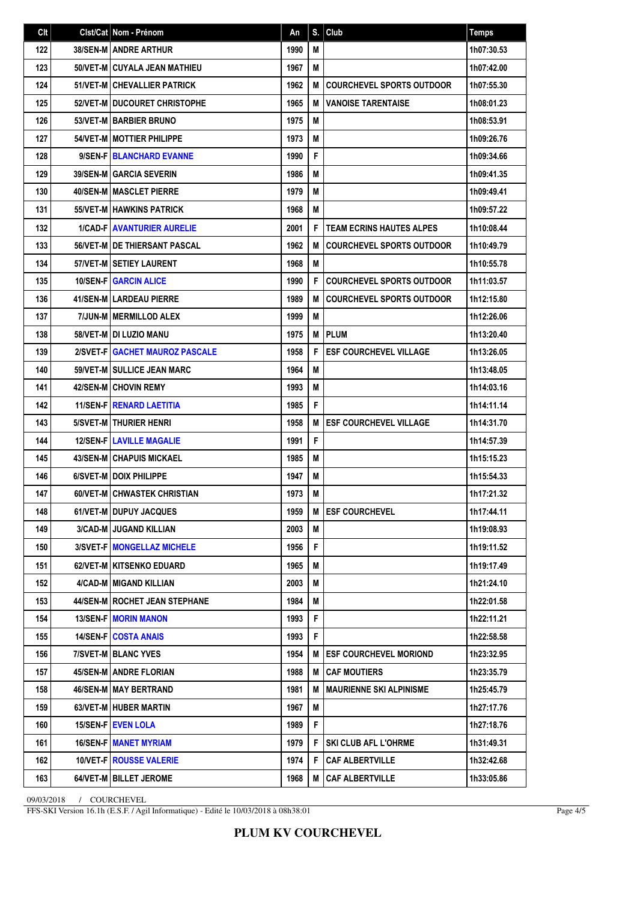| Clt | Clst/Cat | Nom - Prénom | An | S. | Club | Temps |
|---|---|---|---|---|---|---|
| 122 | 38/SEN-M | ANDRE ARTHUR | 1990 | M | | 1h07:30.53 |
| 123 | 50/VET-M | CUYALA JEAN MATHIEU | 1967 | M | | 1h07:42.00 |
| 124 | 51/VET-M | CHEVALLIER PATRICK | 1962 | M | COURCHEVEL SPORTS OUTDOOR | 1h07:55.30 |
| 125 | 52/VET-M | DUCOURET CHRISTOPHE | 1965 | M | VANOISE TARENTAISE | 1h08:01.23 |
| 126 | 53/VET-M | BARBIER BRUNO | 1975 | M | | 1h08:53.91 |
| 127 | 54/VET-M | MOTTIER PHILIPPE | 1973 | M | | 1h09:26.76 |
| 128 | 9/SEN-F | BLANCHARD EVANNE | 1990 | F | | 1h09:34.66 |
| 129 | 39/SEN-M | GARCIA SEVERIN | 1986 | M | | 1h09:41.35 |
| 130 | 40/SEN-M | MASCLET PIERRE | 1979 | M | | 1h09:49.41 |
| 131 | 55/VET-M | HAWKINS PATRICK | 1968 | M | | 1h09:57.22 |
| 132 | 1/CAD-F | AVANTURIER AURELIE | 2001 | F | TEAM ECRINS HAUTES ALPES | 1h10:08.44 |
| 133 | 56/VET-M | DE THIERSANT PASCAL | 1962 | M | COURCHEVEL SPORTS OUTDOOR | 1h10:49.79 |
| 134 | 57/VET-M | SETIEY LAURENT | 1968 | M | | 1h10:55.78 |
| 135 | 10/SEN-F | GARCIN ALICE | 1990 | F | COURCHEVEL SPORTS OUTDOOR | 1h11:03.57 |
| 136 | 41/SEN-M | LARDEAU PIERRE | 1989 | M | COURCHEVEL SPORTS OUTDOOR | 1h12:15.80 |
| 137 | 7/JUN-M | MERMILLOD ALEX | 1999 | M | | 1h12:26.06 |
| 138 | 58/VET-M | DI LUZIO MANU | 1975 | M | PLUM | 1h13:20.40 |
| 139 | 2/SVET-F | GACHET MAUROZ PASCALE | 1958 | F | ESF COURCHEVEL VILLAGE | 1h13:26.05 |
| 140 | 59/VET-M | SULLICE JEAN MARC | 1964 | M | | 1h13:48.05 |
| 141 | 42/SEN-M | CHOVIN REMY | 1993 | M | | 1h14:03.16 |
| 142 | 11/SEN-F | RENARD LAETITIA | 1985 | F | | 1h14:11.14 |
| 143 | 5/SVET-M | THURIER HENRI | 1958 | M | ESF COURCHEVEL VILLAGE | 1h14:31.70 |
| 144 | 12/SEN-F | LAVILLE MAGALIE | 1991 | F | | 1h14:57.39 |
| 145 | 43/SEN-M | CHAPUIS MICKAEL | 1985 | M | | 1h15:15.23 |
| 146 | 6/SVET-M | DOIX PHILIPPE | 1947 | M | | 1h15:54.33 |
| 147 | 60/VET-M | CHWASTEK CHRISTIAN | 1973 | M | | 1h17:21.32 |
| 148 | 61/VET-M | DUPUY JACQUES | 1959 | M | ESF COURCHEVEL | 1h17:44.11 |
| 149 | 3/CAD-M | JUGAND KILLIAN | 2003 | M | | 1h19:08.93 |
| 150 | 3/SVET-F | MONGELLAZ MICHELE | 1956 | F | | 1h19:11.52 |
| 151 | 62/VET-M | KITSENKO EDUARD | 1965 | M | | 1h19:17.49 |
| 152 | 4/CAD-M | MIGAND KILLIAN | 2003 | M | | 1h21:24.10 |
| 153 | 44/SEN-M | ROCHET JEAN STEPHANE | 1984 | M | | 1h22:01.58 |
| 154 | 13/SEN-F | MORIN MANON | 1993 | F | | 1h22:11.21 |
| 155 | 14/SEN-F | COSTA ANAIS | 1993 | F | | 1h22:58.58 |
| 156 | 7/SVET-M | BLANC YVES | 1954 | M | ESF COURCHEVEL MORIOND | 1h23:32.95 |
| 157 | 45/SEN-M | ANDRE FLORIAN | 1988 | M | CAF MOUTIERS | 1h23:35.79 |
| 158 | 46/SEN-M | MAY BERTRAND | 1981 | M | MAURIENNE SKI ALPINISME | 1h25:45.79 |
| 159 | 63/VET-M | HUBER MARTIN | 1967 | M | | 1h27:17.76 |
| 160 | 15/SEN-F | EVEN LOLA | 1989 | F | | 1h27:18.76 |
| 161 | 16/SEN-F | MANET MYRIAM | 1979 | F | SKI CLUB AFL L'OHRME | 1h31:49.31 |
| 162 | 10/VET-F | ROUSSE VALERIE | 1974 | F | CAF ALBERTVILLE | 1h32:42.68 |
| 163 | 64/VET-M | BILLET JEROME | 1968 | M | CAF ALBERTVILLE | 1h33:05.86 |

09/03/2018 / COURCHEVEL

FFS-SKI Version 16.1h (E.S.F. / Agil Informatique) - Edité le 10/03/2018 à 08h38:01

**PLUM KV COURCHEVEL**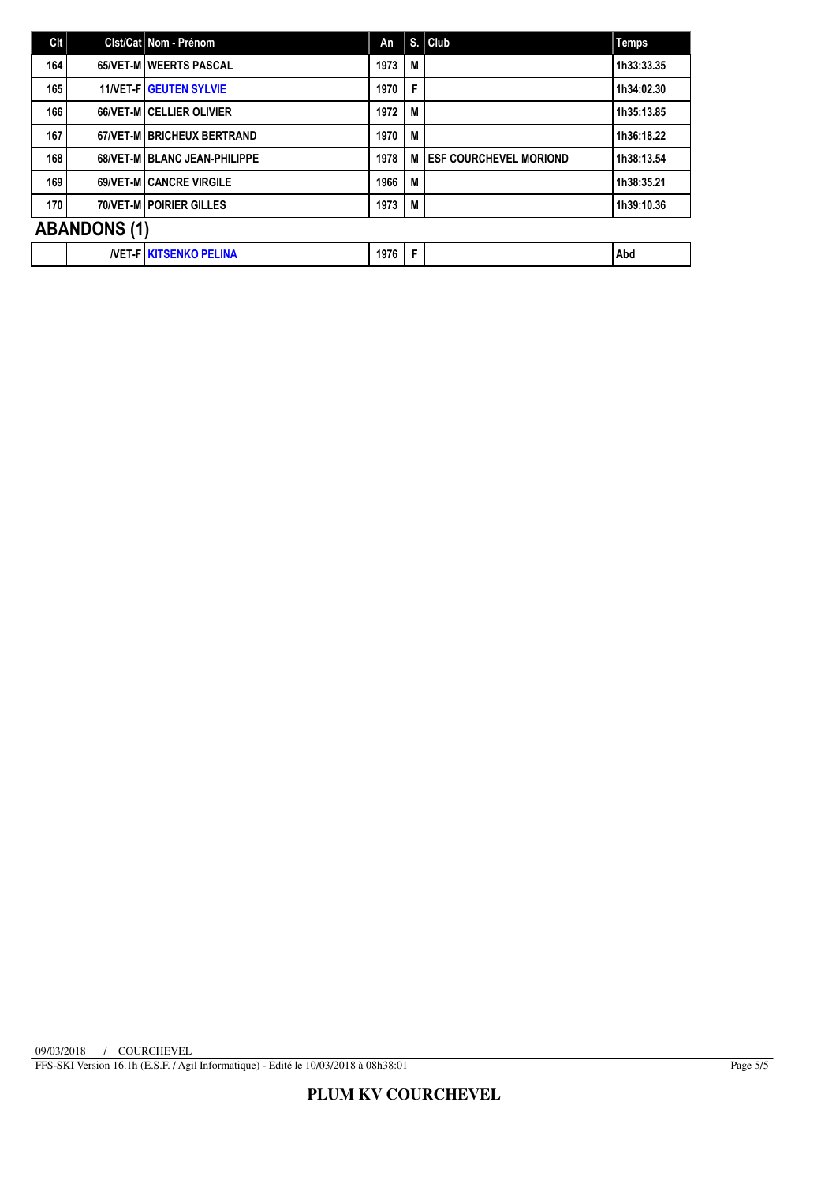| Clt | Clst/Cat | Nom - Prénom | An | S. | Club | Temps |
|---|---|---|---|---|---|---|
| 164 | 65/VET-M | WEERTS PASCAL | 1973 | M | | 1h33:33.35 |
| 165 | 11/VET-F | GEUTEN SYLVIE | 1970 | F | | 1h34:02.30 |
| 166 | 66/VET-M | CELLIER OLIVIER | 1972 | M | | 1h35:13.85 |
| 167 | 67/VET-M | BRICHEUX BERTRAND | 1970 | M | | 1h36:18.22 |
| 168 | 68/VET-M | BLANC JEAN-PHILIPPE | 1978 | M | ESF COURCHEVEL MORIOND | 1h38:13.54 |
| 169 | 69/VET-M | CANCRE VIRGILE | 1966 | M | | 1h38:35.21 |
| 170 | 70/VET-M | POIRIER GILLES | 1973 | M | | 1h39:10.36 |

## ABANDONS (1)

| | | | | | | |
|---|---|---|---|---|---|---|
| | /VET-F | KITSENKO PELINA | 1976 | F | | Abd |

09/03/2018 / COURCHEVEL

FFS-SKI Version 16.1h (E.S.F. / Agil Informatique) - Edité le 10/03/2018 à 08h38:01

**PLUM KV COURCHEVEL**